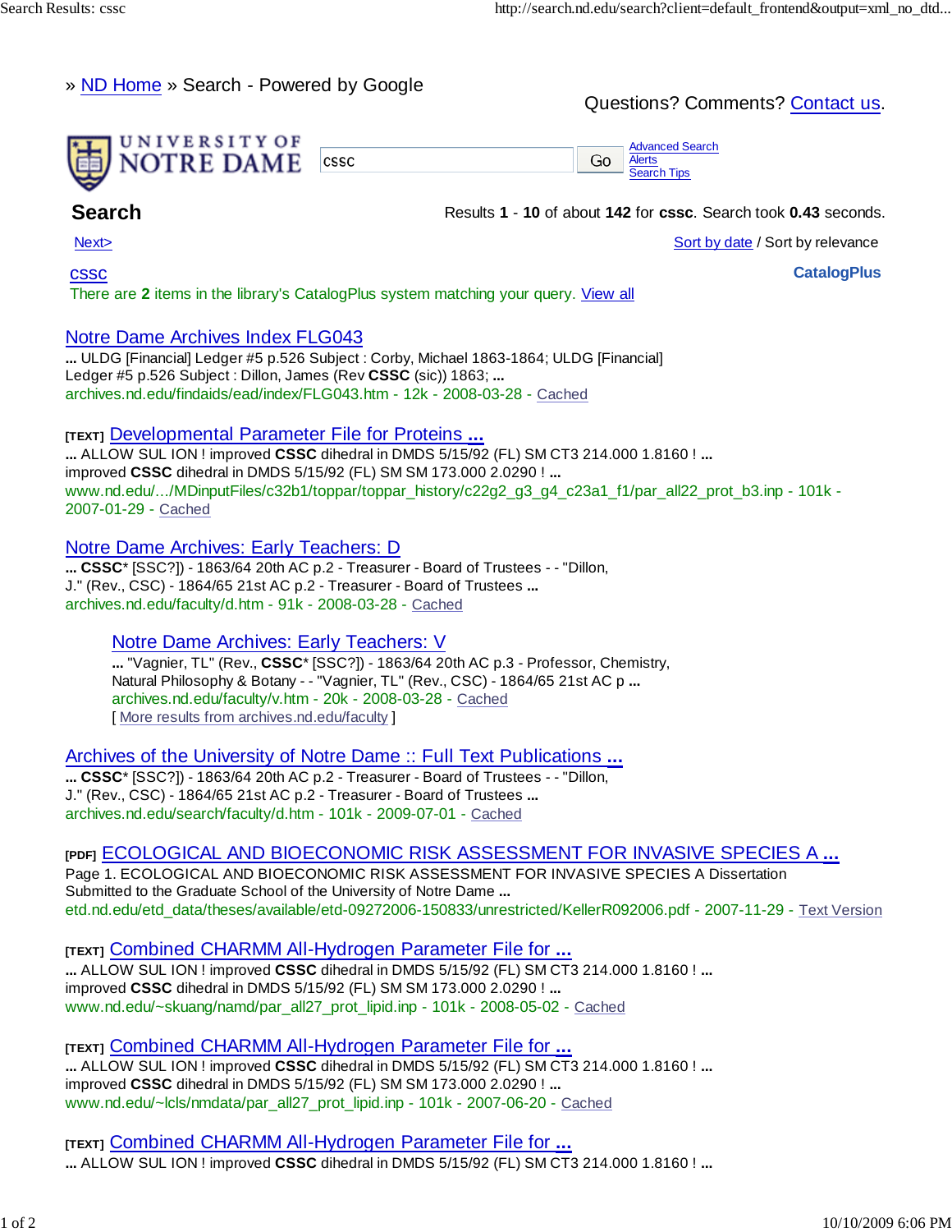» ND Home » Search - Powered by Google

Questions? Comments? Contact us.

UNIVERSITY OF NOTRE DAME

cssc Go

Advanced Search
Alerts
Search Tips

## Search

Results **1** - **10** of about **142** for **cssc**. Search took **0.43** seconds.

Next>

Sort by date / Sort by relevance

cssc

**CatalogPlus**

There are **2** items in the library's CatalogPlus system matching your query. View all

### Notre Dame Archives Index FLG043

**...** ULDG [Financial] Ledger #5 p.526 Subject : Corby, Michael 1863-1864; ULDG [Financial] Ledger #5 p.526 Subject : Dillon, James (Rev **CSSC** (sic)) 1863; **...**

archives.nd.edu/findaids/ead/index/FLG043.htm - 12k - 2008-03-28 - Cached

### [TEXT] Developmental Parameter File for Proteins ...

**...** ALLOW SUL ION ! improved **CSSC** dihedral in DMDS 5/15/92 (FL) SM CT3 214.000 1.8160 ! **...** improved **CSSC** dihedral in DMDS 5/15/92 (FL) SM SM 173.000 2.0290 ! **...**

www.nd.edu/.../MDinputFiles/c32b1/toppar/toppar_history/c22g2_g3_g4_c23a1_f1/par_all22_prot_b3.inp - 101k - 2007-01-29 - Cached

### Notre Dame Archives: Early Teachers: D

**... CSSC*** [SSC?]) - 1863/64 20th AC p.2 - Treasurer - Board of Trustees - - "Dillon, J." (Rev., CSC) - 1864/65 21st AC p.2 - Treasurer - Board of Trustees **...**

archives.nd.edu/faculty/d.htm - 91k - 2008-03-28 - Cached

### Notre Dame Archives: Early Teachers: V

**...** "Vagnier, TL" (Rev., **CSSC*** [SSC?]) - 1863/64 20th AC p.3 - Professor, Chemistry, Natural Philosophy & Botany - - "Vagnier, TL" (Rev., CSC) - 1864/65 21st AC p **...**

archives.nd.edu/faculty/v.htm - 20k - 2008-03-28 - Cached

[ More results from archives.nd.edu/faculty ]

### Archives of the University of Notre Dame :: Full Text Publications ...

**... CSSC*** [SSC?]) - 1863/64 20th AC p.2 - Treasurer - Board of Trustees - - "Dillon, J." (Rev., CSC) - 1864/65 21st AC p.2 - Treasurer - Board of Trustees **...**

archives.nd.edu/search/faculty/d.htm - 101k - 2009-07-01 - Cached

### [PDF] ECOLOGICAL AND BIOECONOMIC RISK ASSESSMENT FOR INVASIVE SPECIES A ...

Page 1. ECOLOGICAL AND BIOECONOMIC RISK ASSESSMENT FOR INVASIVE SPECIES A Dissertation Submitted to the Graduate School of the University of Notre Dame **...**

etd.nd.edu/etd_data/theses/available/etd-09272006-150833/unrestricted/KellerR092006.pdf - 2007-11-29 - Text Version

### [TEXT] Combined CHARMM All-Hydrogen Parameter File for ...

**...** ALLOW SUL ION ! improved **CSSC** dihedral in DMDS 5/15/92 (FL) SM CT3 214.000 1.8160 ! **...** improved **CSSC** dihedral in DMDS 5/15/92 (FL) SM SM 173.000 2.0290 ! **...**

www.nd.edu/~skuang/namd/par_all27_prot_lipid.inp - 101k - 2008-05-02 - Cached

### [TEXT] Combined CHARMM All-Hydrogen Parameter File for ...

**...** ALLOW SUL ION ! improved **CSSC** dihedral in DMDS 5/15/92 (FL) SM CT3 214.000 1.8160 ! **...** improved **CSSC** dihedral in DMDS 5/15/92 (FL) SM SM 173.000 2.0290 ! **...**

www.nd.edu/~lcls/nmdata/par_all27_prot_lipid.inp - 101k - 2007-06-20 - Cached

### [TEXT] Combined CHARMM All-Hydrogen Parameter File for ...

**...** ALLOW SUL ION ! improved **CSSC** dihedral in DMDS 5/15/92 (FL) SM CT3 214.000 1.8160 ! **...**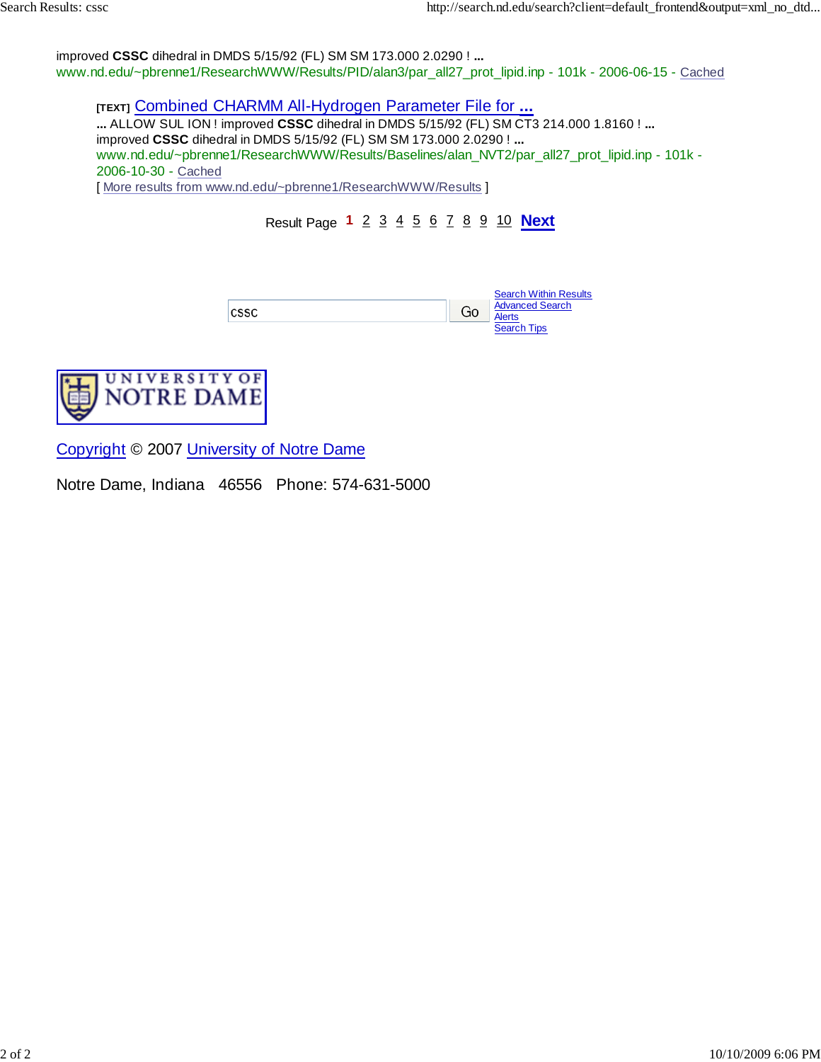improved **CSSC** dihedral in DMDS 5/15/92 (FL) SM SM 173.000 2.0290 ! **...**
www.nd.edu/~pbrenne1/ResearchWWW/Results/PID/alan3/par_all27_prot_lipid.inp - 101k - 2006-06-15 - Cached

**[TEXT]** Combined CHARMM All-Hydrogen Parameter File for **...**
**...** ALLOW SUL ION ! improved **CSSC** dihedral in DMDS 5/15/92 (FL) SM CT3 214.000 1.8160 ! **...**
improved **CSSC** dihedral in DMDS 5/15/92 (FL) SM SM 173.000 2.0290 ! **...**
www.nd.edu/~pbrenne1/ResearchWWW/Results/Baselines/alan_NVT2/par_all27_prot_lipid.inp - 101k - 2006-10-30 - Cached
[ More results from www.nd.edu/~pbrenne1/ResearchWWW/Results ]

Result Page **1** 2 3 4 5 6 7 8 9 10 **Next**

cssc Go

Search Within Results
Advanced Search
Alerts
Search Tips

UNIVERSITY OF NOTRE DAME

Copyright © 2007 University of Notre Dame

Notre Dame, Indiana 46556 Phone: 574-631-5000